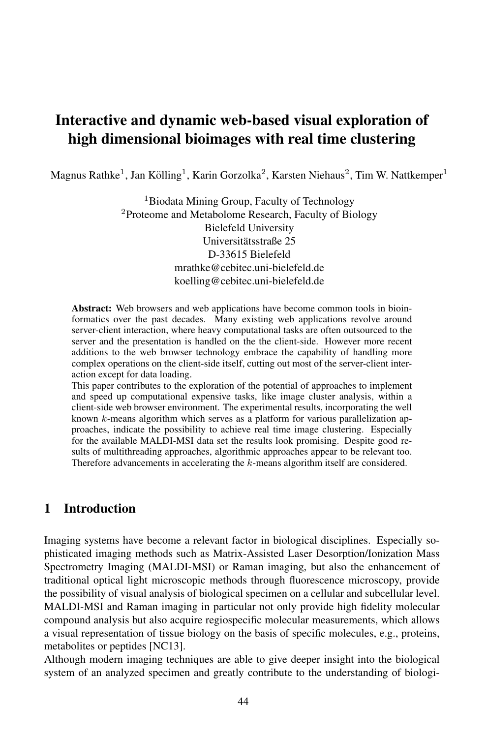# Interactive and dynamic web-based visual exploration of high dimensional bioimages with real time clustering

Magnus Rathke[1], Jan Kölling[1], Karin Gorzolka[2], Karsten Niehaus[2], Tim W. Nattkemper[1]

[1]Biodata Mining Group, Faculty of Technology
[2]Proteome and Metabolome Research, Faculty of Biology
Bielefeld University
Universitätsstraße 25
D-33615 Bielefeld
mrathke@cebitec.uni-bielefeld.de
koelling@cebitec.uni-bielefeld.de

**Abstract:** Web browsers and web applications have become common tools in bioinformatics over the past decades. Many existing web applications revolve around server-client interaction, where heavy computational tasks are often outsourced to the server and the presentation is handled on the the client-side. However more recent additions to the web browser technology embrace the capability of handling more complex operations on the client-side itself, cutting out most of the server-client interaction except for data loading.

This paper contributes to the exploration of the potential of approaches to implement and speed up computational expensive tasks, like image cluster analysis, within a client-side web browser environment. The experimental results, incorporating the well known $k$-means algorithm which serves as a platform for various parallelization approaches, indicate the possibility to achieve real time image clustering. Especially for the available MALDI-MSI data set the results look promising. Despite good results of multithreading approaches, algorithmic approaches appear to be relevant too. Therefore advancements in accelerating the $k$-means algorithm itself are considered.

## 1 Introduction

Imaging systems have become a relevant factor in biological disciplines. Especially sophisticated imaging methods such as Matrix-Assisted Laser Desorption/Ionization Mass Spectrometry Imaging (MALDI-MSI) or Raman imaging, but also the enhancement of traditional optical light microscopic methods through fluorescence microscopy, provide the possibility of visual analysis of biological specimen on a cellular and subcellular level. MALDI-MSI and Raman imaging in particular not only provide high fidelity molecular compound analysis but also acquire regiospecific molecular measurements, which allows a visual representation of tissue biology on the basis of specific molecules, e.g., proteins, metabolites or peptides [NC13].

Although modern imaging techniques are able to give deeper insight into the biological system of an analyzed specimen and greatly contribute to the understanding of biologi-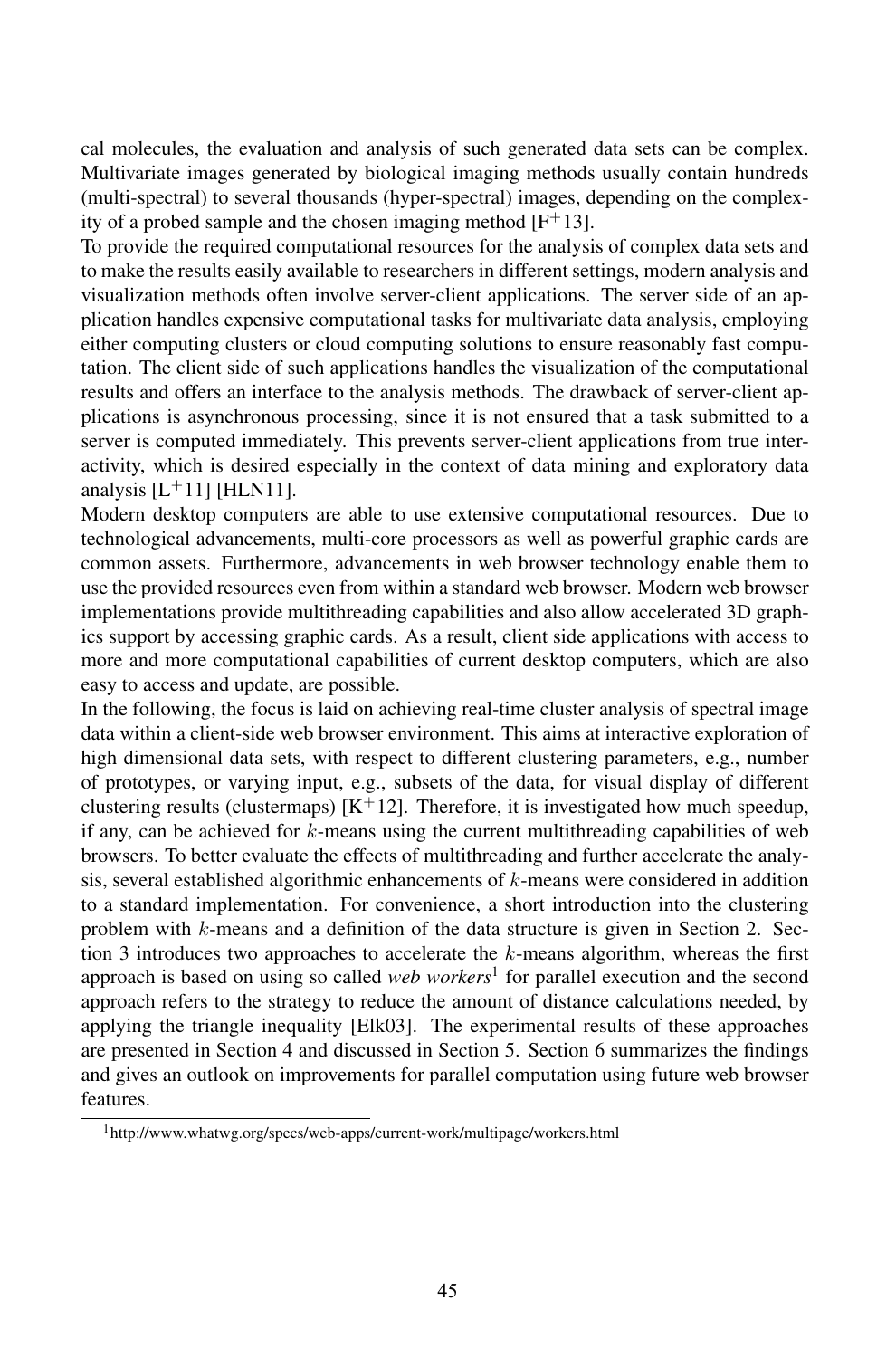cal molecules, the evaluation and analysis of such generated data sets can be complex. Multivariate images generated by biological imaging methods usually contain hundreds (multi-spectral) to several thousands (hyper-spectral) images, depending on the complexity of a probed sample and the chosen imaging method [F$^{+}$13].

To provide the required computational resources for the analysis of complex data sets and to make the results easily available to researchers in different settings, modern analysis and visualization methods often involve server-client applications. The server side of an application handles expensive computational tasks for multivariate data analysis, employing either computing clusters or cloud computing solutions to ensure reasonably fast computation. The client side of such applications handles the visualization of the computational results and offers an interface to the analysis methods. The drawback of server-client applications is asynchronous processing, since it is not ensured that a task submitted to a server is computed immediately. This prevents server-client applications from true interactivity, which is desired especially in the context of data mining and exploratory data analysis [L$^{+}$11] [HLN11].

Modern desktop computers are able to use extensive computational resources. Due to technological advancements, multi-core processors as well as powerful graphic cards are common assets. Furthermore, advancements in web browser technology enable them to use the provided resources even from within a standard web browser. Modern web browser implementations provide multithreading capabilities and also allow accelerated 3D graphics support by accessing graphic cards. As a result, client side applications with access to more and more computational capabilities of current desktop computers, which are also easy to access and update, are possible.

In the following, the focus is laid on achieving real-time cluster analysis of spectral image data within a client-side web browser environment. This aims at interactive exploration of high dimensional data sets, with respect to different clustering parameters, e.g., number of prototypes, or varying input, e.g., subsets of the data, for visual display of different clustering results (clustermaps) [K$^{+}$12]. Therefore, it is investigated how much speedup, if any, can be achieved for $k$-means using the current multithreading capabilities of web browsers. To better evaluate the effects of multithreading and further accelerate the analysis, several established algorithmic enhancements of $k$-means were considered in addition to a standard implementation. For convenience, a short introduction into the clustering problem with $k$-means and a definition of the data structure is given in Section 2. Section 3 introduces two approaches to accelerate the $k$-means algorithm, whereas the first approach is based on using so called *web workers*[1] for parallel execution and the second approach refers to the strategy to reduce the amount of distance calculations needed, by applying the triangle inequality [Elk03]. The experimental results of these approaches are presented in Section 4 and discussed in Section 5. Section 6 summarizes the findings and gives an outlook on improvements for parallel computation using future web browser features.

[1] http://www.whatwg.org/specs/web-apps/current-work/multipage/workers.html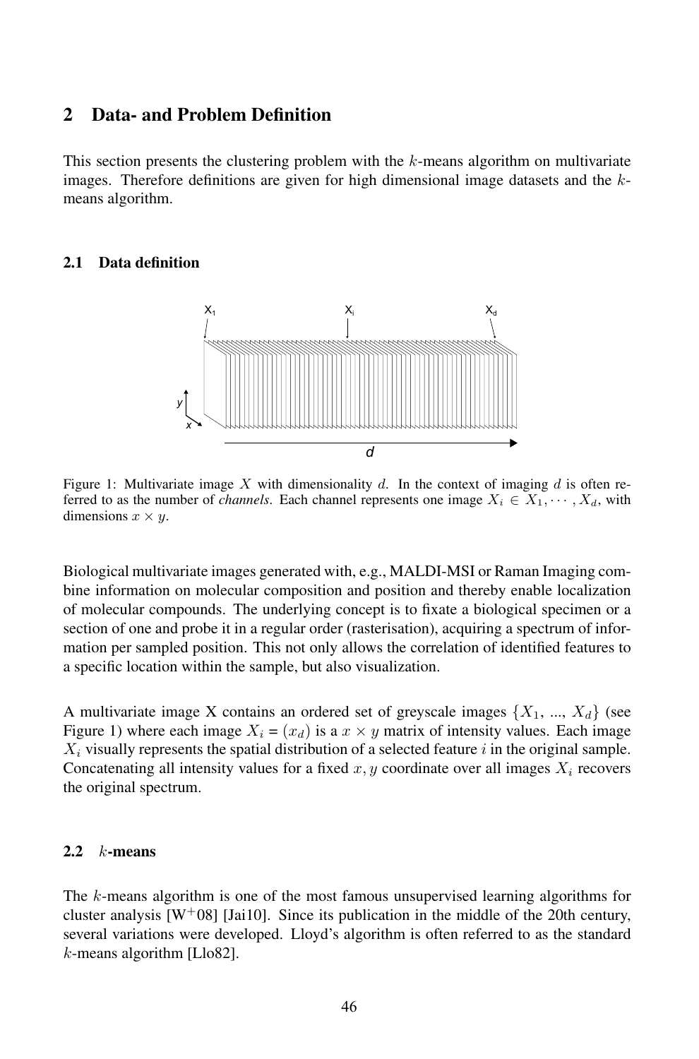## 2 Data- and Problem Definition

This section presents the clustering problem with the $k$-means algorithm on multivariate images. Therefore definitions are given for high dimensional image datasets and the $k$-means algorithm.

### 2.1 Data definition

Figure 1: Multivariate image $X$ with dimensionality $d$. In the context of imaging $d$ is often referred to as the number of *channels*. Each channel represents one image $X_i \in X_1, \cdots, X_d$, with dimensions $x \times y$.

Biological multivariate images generated with, e.g., MALDI-MSI or Raman Imaging combine information on molecular composition and position and thereby enable localization of molecular compounds. The underlying concept is to fixate a biological specimen or a section of one and probe it in a regular order (rasterisation), acquiring a spectrum of information per sampled position. This not only allows the correlation of identified features to a specific location within the sample, but also visualization.

A multivariate image X contains an ordered set of greyscale images $\{X_1, ..., X_d\}$ (see Figure 1) where each image $X_i = (x_d)$ is a $x \times y$ matrix of intensity values. Each image $X_i$ visually represents the spatial distribution of a selected feature $i$ in the original sample. Concatenating all intensity values for a fixed $x, y$ coordinate over all images $X_i$ recovers the original spectrum.

### 2.2 $k$-means

The $k$-means algorithm is one of the most famous unsupervised learning algorithms for cluster analysis [W+08] [Jai10]. Since its publication in the middle of the 20th century, several variations were developed. Lloyd's algorithm is often referred to as the standard $k$-means algorithm [Llo82].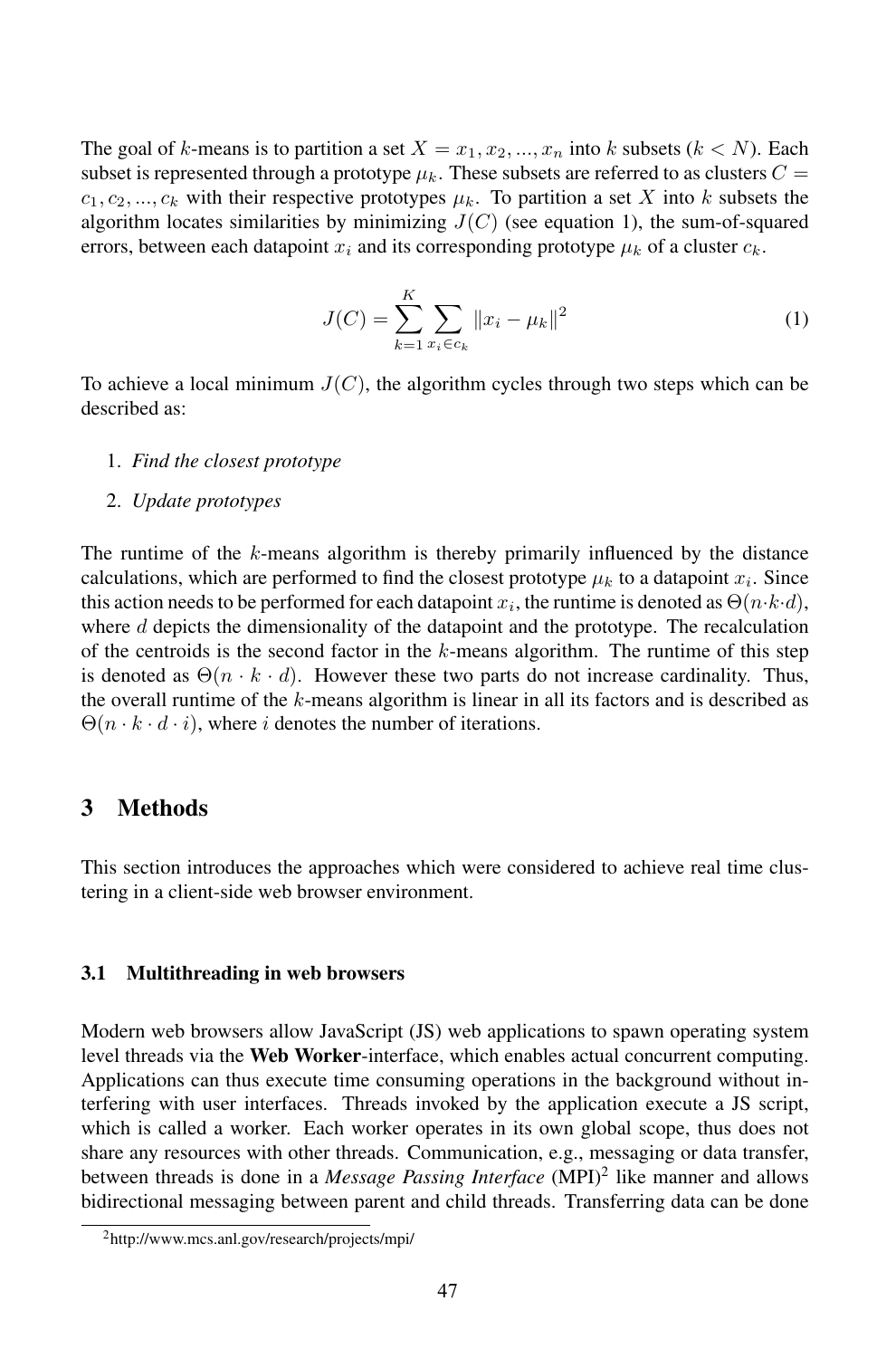The goal of $k$-means is to partition a set $X = x_1, x_2, ..., x_n$ into $k$ subsets ($k < N$). Each subset is represented through a prototype $\mu_k$. These subsets are referred to as clusters $C = c_1, c_2, ..., c_k$ with their respective prototypes $\mu_k$. To partition a set $X$ into $k$ subsets the algorithm locates similarities by minimizing $J(C)$ (see equation 1), the sum-of-squared errors, between each datapoint $x_i$ and its corresponding prototype $\mu_k$ of a cluster $c_k$.

$$J(C) = \sum_{k=1}^{K} \sum_{x_i \in c_k} \|x_i - \mu_k\|^2 \tag{1}$$

To achieve a local minimum $J(C)$, the algorithm cycles through two steps which can be described as:

1. *Find the closest prototype*
2. *Update prototypes*

The runtime of the $k$-means algorithm is thereby primarily influenced by the distance calculations, which are performed to find the closest prototype $\mu_k$ to a datapoint $x_i$. Since this action needs to be performed for each datapoint $x_i$, the runtime is denoted as $\Theta(n \cdot k \cdot d)$, where $d$ depicts the dimensionality of the datapoint and the prototype. The recalculation of the centroids is the second factor in the $k$-means algorithm. The runtime of this step is denoted as $\Theta(n \cdot k \cdot d)$. However these two parts do not increase cardinality. Thus, the overall runtime of the $k$-means algorithm is linear in all its factors and is described as $\Theta(n \cdot k \cdot d \cdot i)$, where $i$ denotes the number of iterations.

## 3 Methods

This section introduces the approaches which were considered to achieve real time clustering in a client-side web browser environment.

### 3.1 Multithreading in web browsers

Modern web browsers allow JavaScript (JS) web applications to spawn operating system level threads via the **Web Worker**-interface, which enables actual concurrent computing. Applications can thus execute time consuming operations in the background without interfering with user interfaces. Threads invoked by the application execute a JS script, which is called a worker. Each worker operates in its own global scope, thus does not share any resources with other threads. Communication, e.g., messaging or data transfer, between threads is done in a *Message Passing Interface* (MPI)[2] like manner and allows bidirectional messaging between parent and child threads. Transferring data can be done

[2] http://www.mcs.anl.gov/research/projects/mpi/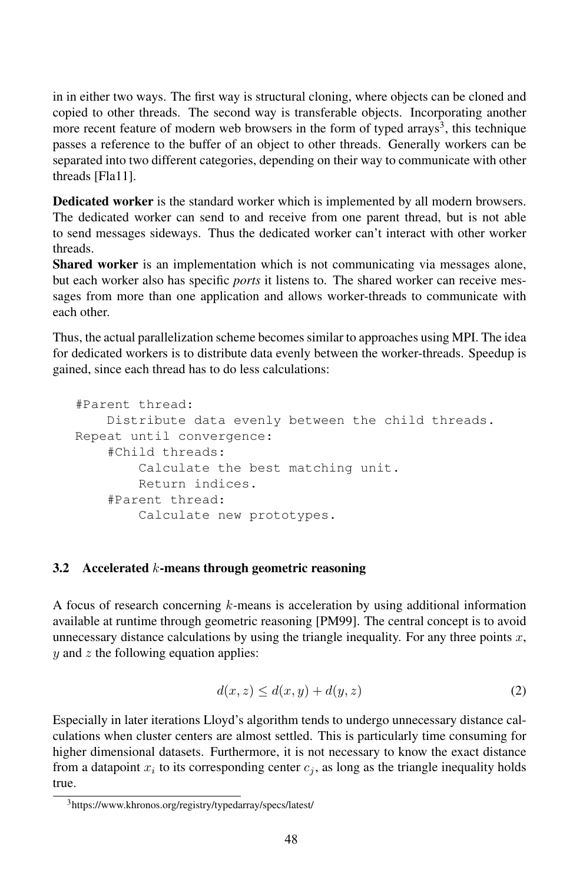in in either two ways. The first way is structural cloning, where objects can be cloned and copied to other threads. The second way is transferable objects. Incorporating another more recent feature of modern web browsers in the form of typed arrays[3], this technique passes a reference to the buffer of an object to other threads. Generally workers can be separated into two different categories, depending on their way to communicate with other threads [Fla11].

**Dedicated worker** is the standard worker which is implemented by all modern browsers. The dedicated worker can send to and receive from one parent thread, but is not able to send messages sideways. Thus the dedicated worker can't interact with other worker threads.
**Shared worker** is an implementation which is not communicating via messages alone, but each worker also has specific *ports* it listens to. The shared worker can receive messages from more than one application and allows worker-threads to communicate with each other.

Thus, the actual parallelization scheme becomes similar to approaches using MPI. The idea for dedicated workers is to distribute data evenly between the worker-threads. Speedup is gained, since each thread has to do less calculations:

```
#Parent thread:
    Distribute data evenly between the child threads.
Repeat until convergence:
    #Child threads:
        Calculate the best matching unit.
        Return indices.
    #Parent thread:
        Calculate new prototypes.
```

### 3.2 Accelerated $k$-means through geometric reasoning

A focus of research concerning $k$-means is acceleration by using additional information available at runtime through geometric reasoning [PM99]. The central concept is to avoid unnecessary distance calculations by using the triangle inequality. For any three points $x$, $y$ and $z$ the following equation applies:

$$d(x, z) \leq d(x, y) + d(y, z) \tag{2}$$

Especially in later iterations Lloyd's algorithm tends to undergo unnecessary distance calculations when cluster centers are almost settled. This is particularly time consuming for higher dimensional datasets. Furthermore, it is not necessary to know the exact distance from a datapoint $x_i$ to its corresponding center $c_j$, as long as the triangle inequality holds true.

[3] https://www.khronos.org/registry/typedarray/specs/latest/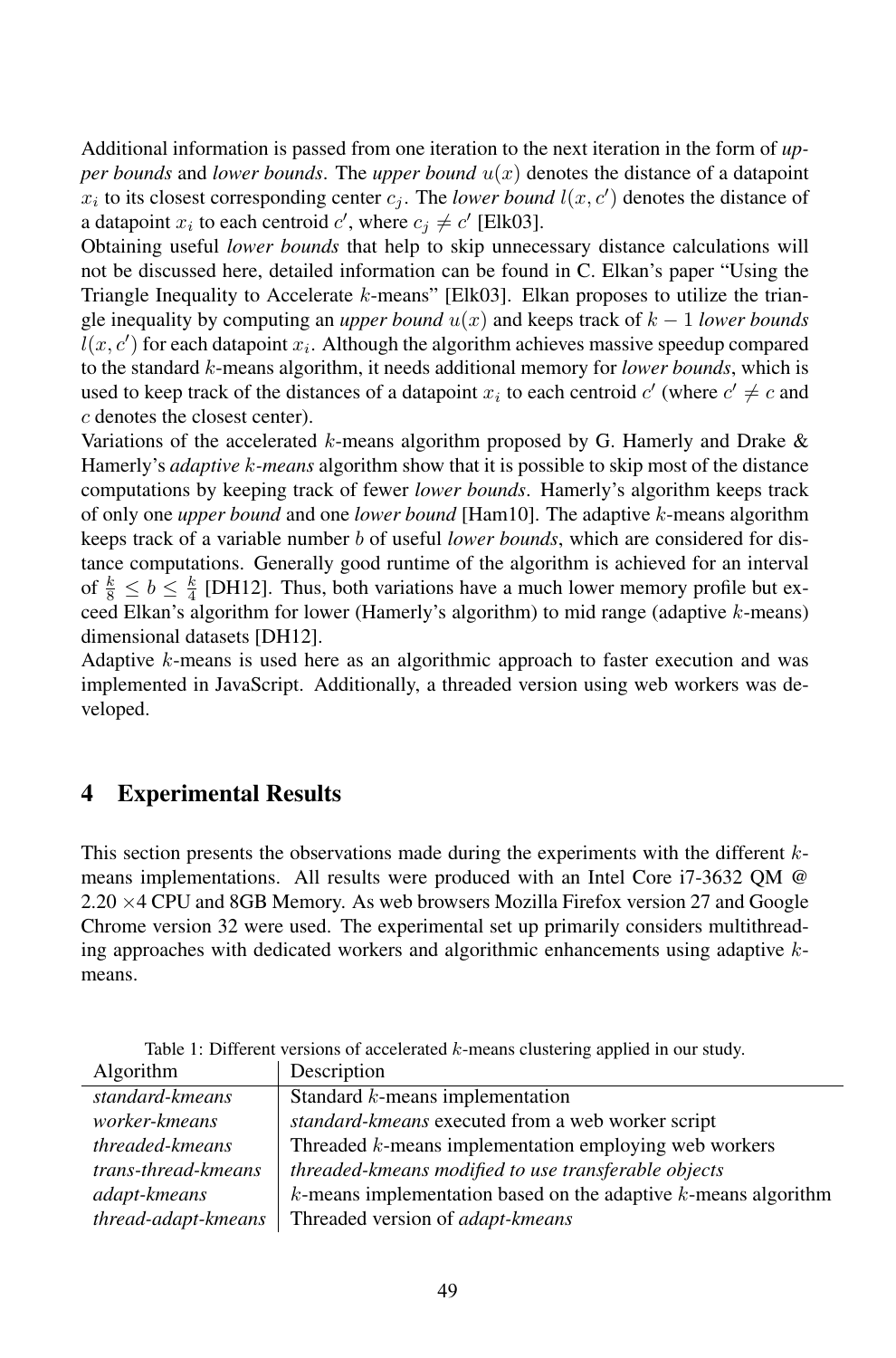Additional information is passed from one iteration to the next iteration in the form of *upper bounds* and *lower bounds*. The *upper bound* $u(x)$ denotes the distance of a datapoint $x_i$ to its closest corresponding center $c_j$. The *lower bound* $l(x, c')$ denotes the distance of a datapoint $x_i$ to each centroid $c'$, where $c_j \neq c'$ [Elk03].

Obtaining useful *lower bounds* that help to skip unnecessary distance calculations will not be discussed here, detailed information can be found in C. Elkan's paper "Using the Triangle Inequality to Accelerate $k$-means" [Elk03]. Elkan proposes to utilize the triangle inequality by computing an *upper bound* $u(x)$ and keeps track of $k - 1$ *lower bounds* $l(x, c')$ for each datapoint $x_i$. Although the algorithm achieves massive speedup compared to the standard $k$-means algorithm, it needs additional memory for *lower bounds*, which is used to keep track of the distances of a datapoint $x_i$ to each centroid $c'$ (where $c' \neq c$ and $c$ denotes the closest center).

Variations of the accelerated $k$-means algorithm proposed by G. Hamerly and Drake & Hamerly's *adaptive $k$-means* algorithm show that it is possible to skip most of the distance computations by keeping track of fewer *lower bounds*. Hamerly's algorithm keeps track of only one *upper bound* and one *lower bound* [Ham10]. The adaptive $k$-means algorithm keeps track of a variable number $b$ of useful *lower bounds*, which are considered for distance computations. Generally good runtime of the algorithm is achieved for an interval of $\frac{k}{8} \leq b \leq \frac{k}{4}$ [DH12]. Thus, both variations have a much lower memory profile but exceed Elkan's algorithm for lower (Hamerly's algorithm) to mid range (adaptive $k$-means) dimensional datasets [DH12].

Adaptive $k$-means is used here as an algorithmic approach to faster execution and was implemented in JavaScript. Additionally, a threaded version using web workers was developed.

## 4 Experimental Results

This section presents the observations made during the experiments with the different $k$-means implementations. All results were produced with an Intel Core i7-3632 QM @ 2.20 $\times$4 CPU and 8GB Memory. As web browsers Mozilla Firefox version 27 and Google Chrome version 32 were used. The experimental set up primarily considers multithreading approaches with dedicated workers and algorithmic enhancements using adaptive $k$-means.

Table 1: Different versions of accelerated $k$-means clustering applied in our study.

| Algorithm | Description |
|---|---|
| *standard-kmeans* | Standard $k$-means implementation |
| *worker-kmeans* | *standard-kmeans* executed from a web worker script |
| *threaded-kmeans* | Threaded $k$-means implementation employing web workers |
| *trans-thread-kmeans* | *threaded-kmeans modified to use transferable objects* |
| *adapt-kmeans* | $k$-means implementation based on the adaptive $k$-means algorithm |
| *thread-adapt-kmeans* | Threaded version of *adapt-kmeans* |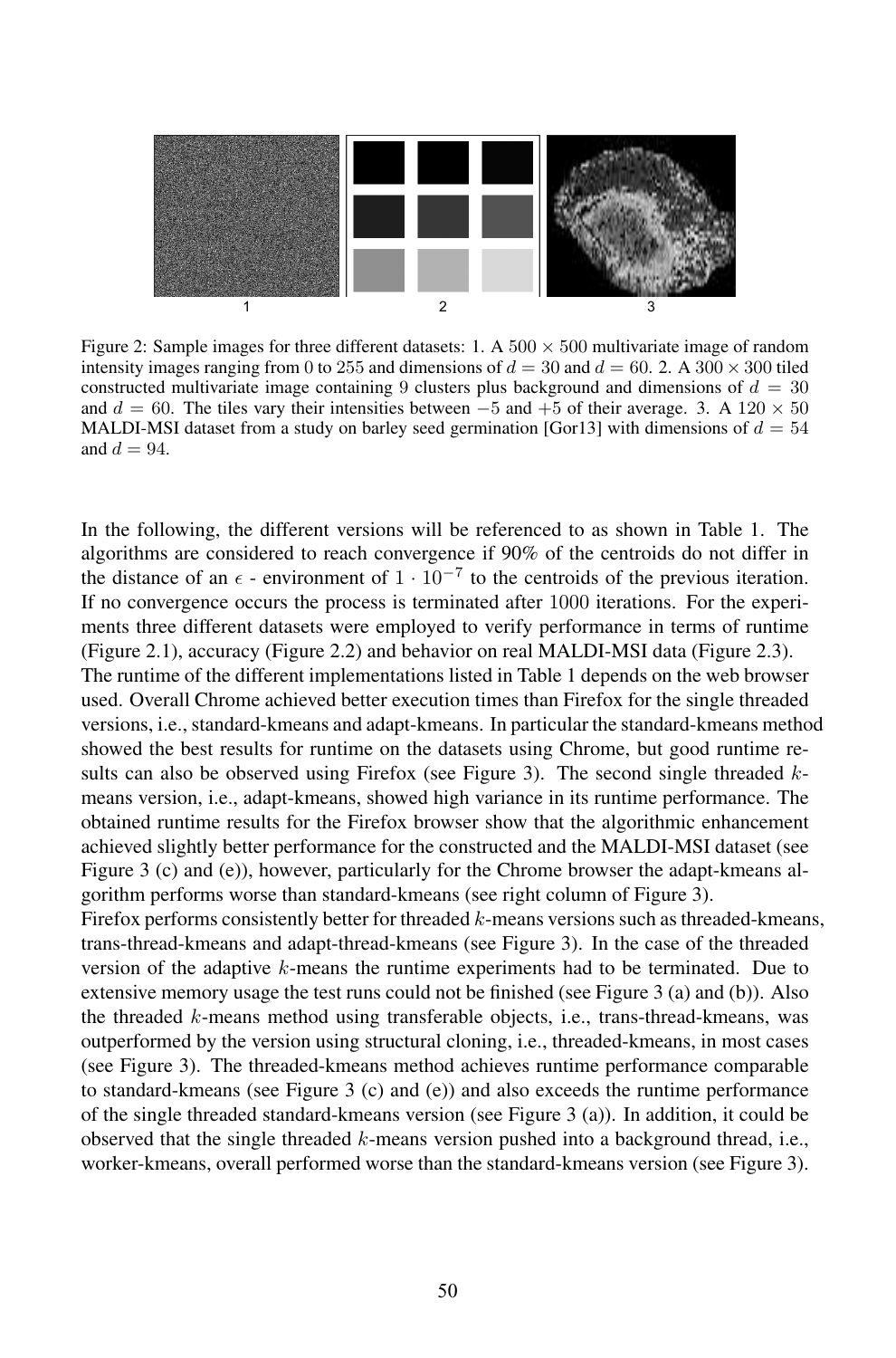Figure 2: Sample images for three different datasets: 1. A $500 \times 500$ multivariate image of random intensity images ranging from 0 to 255 and dimensions of $d = 30$ and $d = 60$. 2. A $300 \times 300$ tiled constructed multivariate image containing 9 clusters plus background and dimensions of $d = 30$ and $d = 60$. The tiles vary their intensities between $-5$ and $+5$ of their average. 3. A $120 \times 50$ MALDI-MSI dataset from a study on barley seed germination [Gor13] with dimensions of $d = 54$ and $d = 94$.

In the following, the different versions will be referenced to as shown in Table 1. The algorithms are considered to reach convergence if 90% of the centroids do not differ in the distance of an $\epsilon$ - environment of $1 \cdot 10^{-7}$ to the centroids of the previous iteration. If no convergence occurs the process is terminated after 1000 iterations. For the experiments three different datasets were employed to verify performance in terms of runtime (Figure 2.1), accuracy (Figure 2.2) and behavior on real MALDI-MSI data (Figure 2.3).
The runtime of the different implementations listed in Table 1 depends on the web browser used. Overall Chrome achieved better execution times than Firefox for the single threaded versions, i.e., standard-kmeans and adapt-kmeans. In particular the standard-kmeans method showed the best results for runtime on the datasets using Chrome, but good runtime results can also be observed using Firefox (see Figure 3). The second single threaded $k$-means version, i.e., adapt-kmeans, showed high variance in its runtime performance. The obtained runtime results for the Firefox browser show that the algorithmic enhancement achieved slightly better performance for the constructed and the MALDI-MSI dataset (see Figure 3 (c) and (e)), however, particularly for the Chrome browser the adapt-kmeans algorithm performs worse than standard-kmeans (see right column of Figure 3).
Firefox performs consistently better for threaded $k$-means versions such as threaded-kmeans, trans-thread-kmeans and adapt-thread-kmeans (see Figure 3). In the case of the threaded version of the adaptive $k$-means the runtime experiments had to be terminated. Due to extensive memory usage the test runs could not be finished (see Figure 3 (a) and (b)). Also the threaded $k$-means method using transferable objects, i.e., trans-thread-kmeans, was outperformed by the version using structural cloning, i.e., threaded-kmeans, in most cases (see Figure 3). The threaded-kmeans method achieves runtime performance comparable to standard-kmeans (see Figure 3 (c) and (e)) and also exceeds the runtime performance of the single threaded standard-kmeans version (see Figure 3 (a)). In addition, it could be observed that the single threaded $k$-means version pushed into a background thread, i.e., worker-kmeans, overall performed worse than the standard-kmeans version (see Figure 3).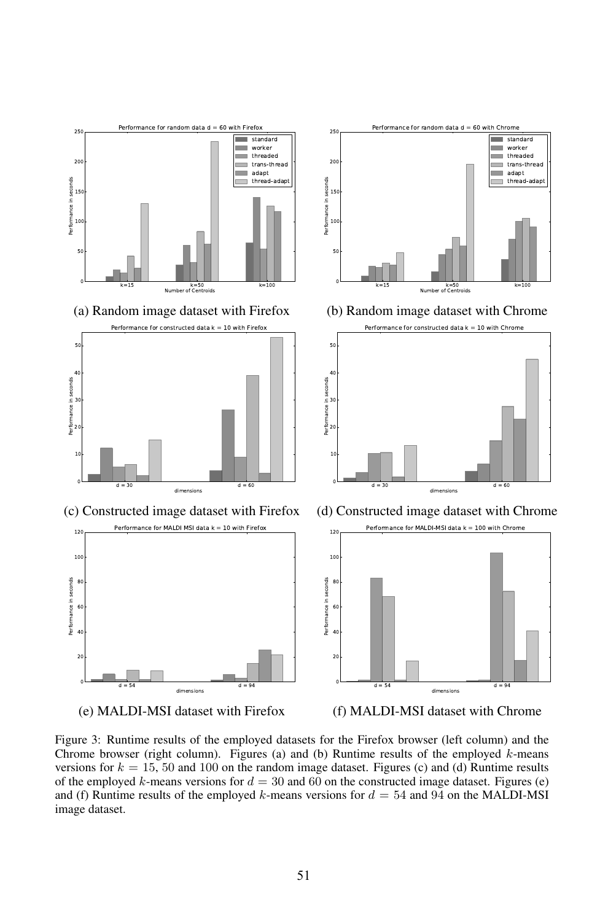(a) Random image dataset with Firefox

(b) Random image dataset with Chrome

(c) Constructed image dataset with Firefox

(d) Constructed image dataset with Chrome

(e) MALDI-MSI dataset with Firefox

(f) MALDI-MSI dataset with Chrome

Figure 3: Runtime results of the employed datasets for the Firefox browser (left column) and the Chrome browser (right column). Figures (a) and (b) Runtime results of the employed $k$-means versions for $k = 15$, 50 and 100 on the random image dataset. Figures (c) and (d) Runtime results of the employed $k$-means versions for $d = 30$ and 60 on the constructed image dataset. Figures (e) and (f) Runtime results of the employed $k$-means versions for $d = 54$ and 94 on the MALDI-MSI image dataset.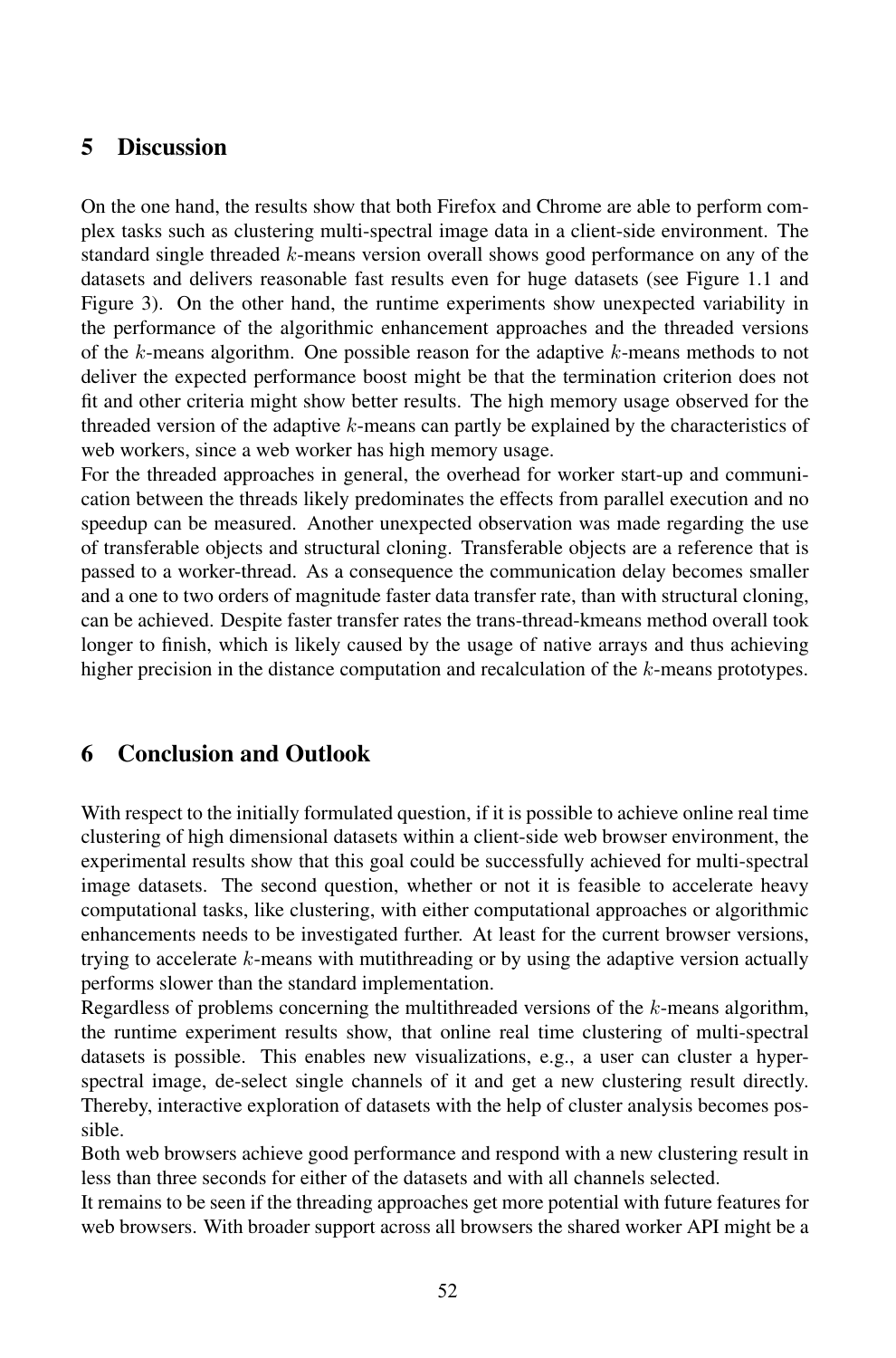## 5 Discussion

On the one hand, the results show that both Firefox and Chrome are able to perform complex tasks such as clustering multi-spectral image data in a client-side environment. The standard single threaded $k$-means version overall shows good performance on any of the datasets and delivers reasonable fast results even for huge datasets (see Figure 1.1 and Figure 3). On the other hand, the runtime experiments show unexpected variability in the performance of the algorithmic enhancement approaches and the threaded versions of the $k$-means algorithm. One possible reason for the adaptive $k$-means methods to not deliver the expected performance boost might be that the termination criterion does not fit and other criteria might show better results. The high memory usage observed for the threaded version of the adaptive $k$-means can partly be explained by the characteristics of web workers, since a web worker has high memory usage.

For the threaded approaches in general, the overhead for worker start-up and communication between the threads likely predominates the effects from parallel execution and no speedup can be measured. Another unexpected observation was made regarding the use of transferable objects and structural cloning. Transferable objects are a reference that is passed to a worker-thread. As a consequence the communication delay becomes smaller and a one to two orders of magnitude faster data transfer rate, than with structural cloning, can be achieved. Despite faster transfer rates the trans-thread-kmeans method overall took longer to finish, which is likely caused by the usage of native arrays and thus achieving higher precision in the distance computation and recalculation of the $k$-means prototypes.

## 6 Conclusion and Outlook

With respect to the initially formulated question, if it is possible to achieve online real time clustering of high dimensional datasets within a client-side web browser environment, the experimental results show that this goal could be successfully achieved for multi-spectral image datasets. The second question, whether or not it is feasible to accelerate heavy computational tasks, like clustering, with either computational approaches or algorithmic enhancements needs to be investigated further. At least for the current browser versions, trying to accelerate $k$-means with mutithreading or by using the adaptive version actually performs slower than the standard implementation.

Regardless of problems concerning the multithreaded versions of the $k$-means algorithm, the runtime experiment results show, that online real time clustering of multi-spectral datasets is possible. This enables new visualizations, e.g., a user can cluster a hyperspectral image, de-select single channels of it and get a new clustering result directly. Thereby, interactive exploration of datasets with the help of cluster analysis becomes possible.

Both web browsers achieve good performance and respond with a new clustering result in less than three seconds for either of the datasets and with all channels selected.

It remains to be seen if the threading approaches get more potential with future features for web browsers. With broader support across all browsers the shared worker API might be a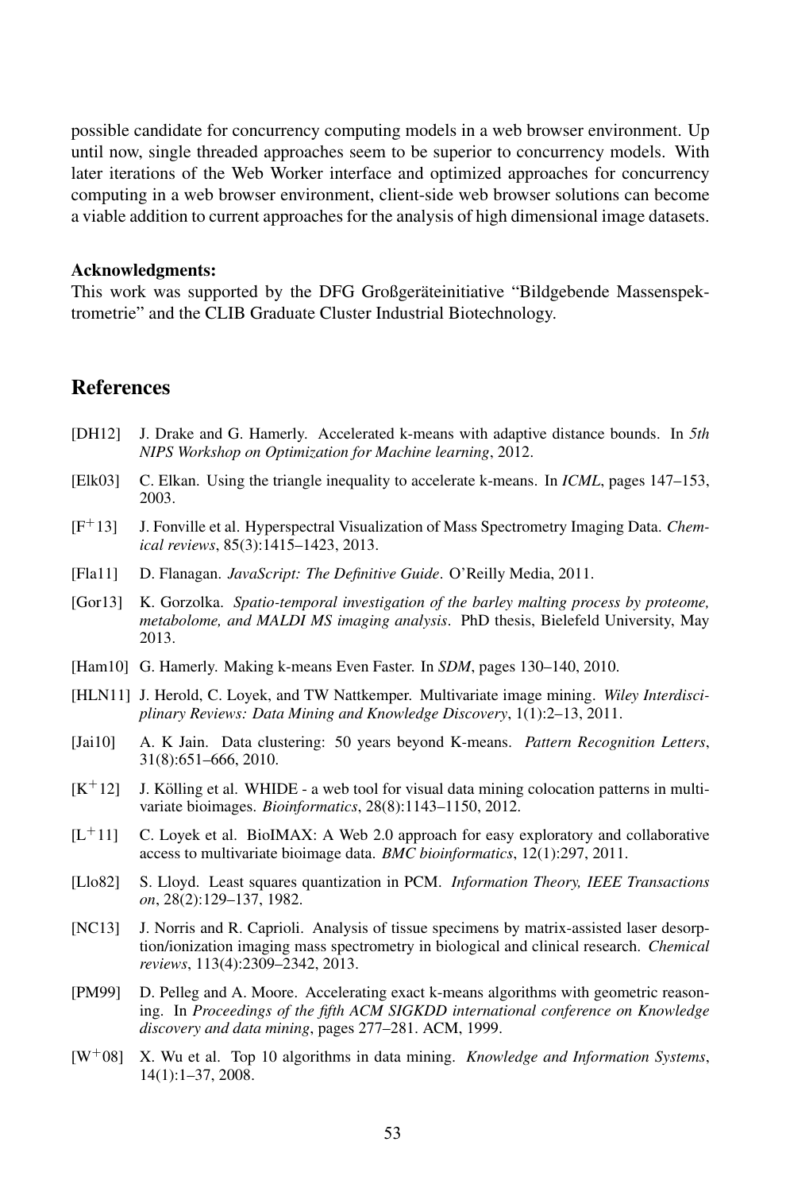possible candidate for concurrency computing models in a web browser environment. Up until now, single threaded approaches seem to be superior to concurrency models. With later iterations of the Web Worker interface and optimized approaches for concurrency computing in a web browser environment, client-side web browser solutions can become a viable addition to current approaches for the analysis of high dimensional image datasets.

**Acknowledgments:**
This work was supported by the DFG Großgeräteinitiative "Bildgebende Massenspektrometrie" and the CLIB Graduate Cluster Industrial Biotechnology.

## References

[DH12] J. Drake and G. Hamerly. Accelerated k-means with adaptive distance bounds. In *5th NIPS Workshop on Optimization for Machine learning*, 2012.

[Elk03] C. Elkan. Using the triangle inequality to accelerate k-means. In *ICML*, pages 147–153, 2003.

[F+13] J. Fonville et al. Hyperspectral Visualization of Mass Spectrometry Imaging Data. *Chemical reviews*, 85(3):1415–1423, 2013.

[Fla11] D. Flanagan. *JavaScript: The Definitive Guide*. O'Reilly Media, 2011.

[Gor13] K. Gorzolka. *Spatio-temporal investigation of the barley malting process by proteome, metabolome, and MALDI MS imaging analysis*. PhD thesis, Bielefeld University, May 2013.

[Ham10] G. Hamerly. Making k-means Even Faster. In *SDM*, pages 130–140, 2010.

[HLN11] J. Herold, C. Loyek, and TW Nattkemper. Multivariate image mining. *Wiley Interdisciplinary Reviews: Data Mining and Knowledge Discovery*, 1(1):2–13, 2011.

[Jai10] A. K Jain. Data clustering: 50 years beyond K-means. *Pattern Recognition Letters*, 31(8):651–666, 2010.

[K+12] J. Kölling et al. WHIDE - a web tool for visual data mining colocation patterns in multivariate bioimages. *Bioinformatics*, 28(8):1143–1150, 2012.

[L+11] C. Loyek et al. BioIMAX: A Web 2.0 approach for easy exploratory and collaborative access to multivariate bioimage data. *BMC bioinformatics*, 12(1):297, 2011.

[Llo82] S. Lloyd. Least squares quantization in PCM. *Information Theory, IEEE Transactions on*, 28(2):129–137, 1982.

[NC13] J. Norris and R. Caprioli. Analysis of tissue specimens by matrix-assisted laser desorption/ionization imaging mass spectrometry in biological and clinical research. *Chemical reviews*, 113(4):2309–2342, 2013.

[PM99] D. Pelleg and A. Moore. Accelerating exact k-means algorithms with geometric reasoning. In *Proceedings of the fifth ACM SIGKDD international conference on Knowledge discovery and data mining*, pages 277–281. ACM, 1999.

[W+08] X. Wu et al. Top 10 algorithms in data mining. *Knowledge and Information Systems*, 14(1):1–37, 2008.